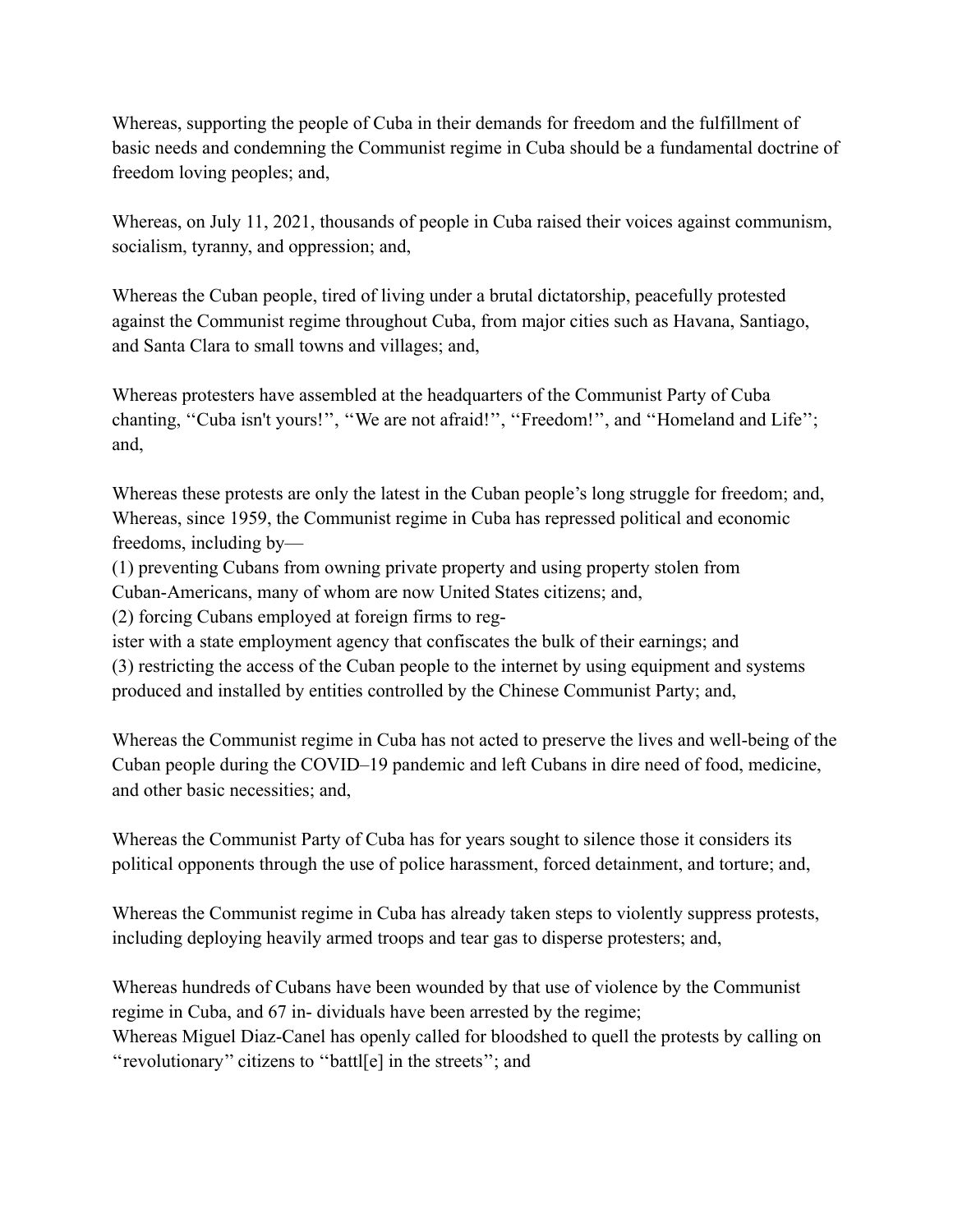Whereas, supporting the people of Cuba in their demands for freedom and the fulfillment of basic needs and condemning the Communist regime in Cuba should be a fundamental doctrine of freedom loving peoples; and,

Whereas, on July 11, 2021, thousands of people in Cuba raised their voices against communism, socialism, tyranny, and oppression; and,

Whereas the Cuban people, tired of living under a brutal dictatorship, peacefully protested against the Communist regime throughout Cuba, from major cities such as Havana, Santiago, and Santa Clara to small towns and villages; and,

Whereas protesters have assembled at the headquarters of the Communist Party of Cuba chanting, ''Cuba isn't yours!'', ''We are not afraid!'', ''Freedom!'', and ''Homeland and Life''; and,

Whereas these protests are only the latest in the Cuban people's long struggle for freedom; and,
Whereas, since 1959, the Communist regime in Cuba has repressed political and economic freedoms, including by—
(1) preventing Cubans from owning private property and using property stolen from Cuban-Americans, many of whom are now United States citizens; and,
(2) forcing Cubans employed at foreign firms to register with a state employment agency that confiscates the bulk of their earnings; and
(3) restricting the access of the Cuban people to the internet by using equipment and systems produced and installed by entities controlled by the Chinese Communist Party; and,

Whereas the Communist regime in Cuba has not acted to preserve the lives and well-being of the Cuban people during the COVID–19 pandemic and left Cubans in dire need of food, medicine, and other basic necessities; and,

Whereas the Communist Party of Cuba has for years sought to silence those it considers its political opponents through the use of police harassment, forced detainment, and torture; and,

Whereas the Communist regime in Cuba has already taken steps to violently suppress protests, including deploying heavily armed troops and tear gas to disperse protesters; and,

Whereas hundreds of Cubans have been wounded by that use of violence by the Communist regime in Cuba, and 67 in- dividuals have been arrested by the regime;
Whereas Miguel Diaz-Canel has openly called for bloodshed to quell the protests by calling on ''revolutionary'' citizens to ''battl[e] in the streets''; and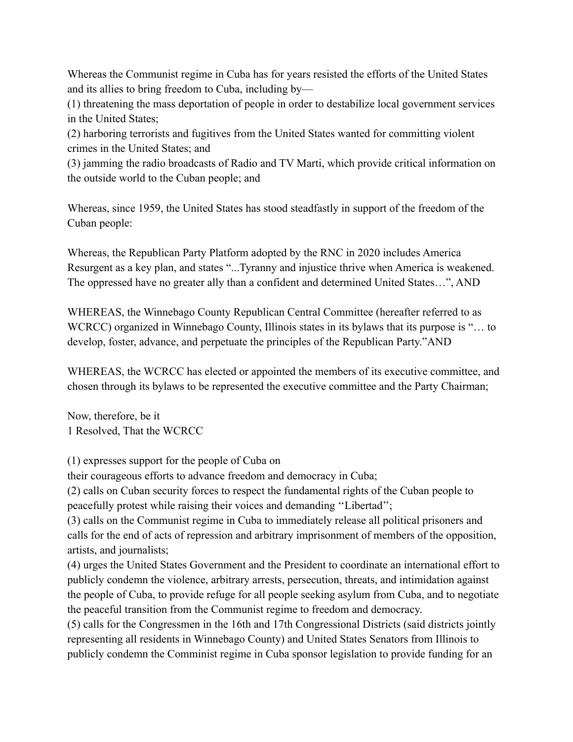Whereas the Communist regime in Cuba has for years resisted the efforts of the United States and its allies to bring freedom to Cuba, including by—

(1) threatening the mass deportation of people in order to destabilize local government services in the United States;

(2) harboring terrorists and fugitives from the United States wanted for committing violent crimes in the United States; and

(3) jamming the radio broadcasts of Radio and TV Marti, which provide critical information on the outside world to the Cuban people; and

Whereas, since 1959, the United States has stood steadfastly in support of the freedom of the Cuban people:

Whereas, the Republican Party Platform adopted by the RNC in 2020 includes America Resurgent as a key plan, and states "...Tyranny and injustice thrive when America is weakened. The oppressed have no greater ally than a confident and determined United States…", AND

WHEREAS, the Winnebago County Republican Central Committee (hereafter referred to as WCRCC) organized in Winnebago County, Illinois states in its bylaws that its purpose is "… to develop, foster, advance, and perpetuate the principles of the Republican Party."AND

WHEREAS, the WCRCC has elected or appointed the members of its executive committee, and chosen through its bylaws to be represented the executive committee and the Party Chairman;

Now, therefore, be it
1 Resolved, That the WCRCC

(1) expresses support for the people of Cuba on
their courageous efforts to advance freedom and democracy in Cuba;

(2) calls on Cuban security forces to respect the fundamental rights of the Cuban people to peacefully protest while raising their voices and demanding ''Libertad'';

(3) calls on the Communist regime in Cuba to immediately release all political prisoners and calls for the end of acts of repression and arbitrary imprisonment of members of the opposition, artists, and journalists;

(4) urges the United States Government and the President to coordinate an international effort to publicly condemn the violence, arbitrary arrests, persecution, threats, and intimidation against the people of Cuba, to provide refuge for all people seeking asylum from Cuba, and to negotiate the peaceful transition from the Communist regime to freedom and democracy.

(5) calls for the Congressmen in the 16th and 17th Congressional Districts (said districts jointly representing all residents in Winnebago County) and United States Senators from Illinois to publicly condemn the Comminist regime in Cuba sponsor legislation to provide funding for an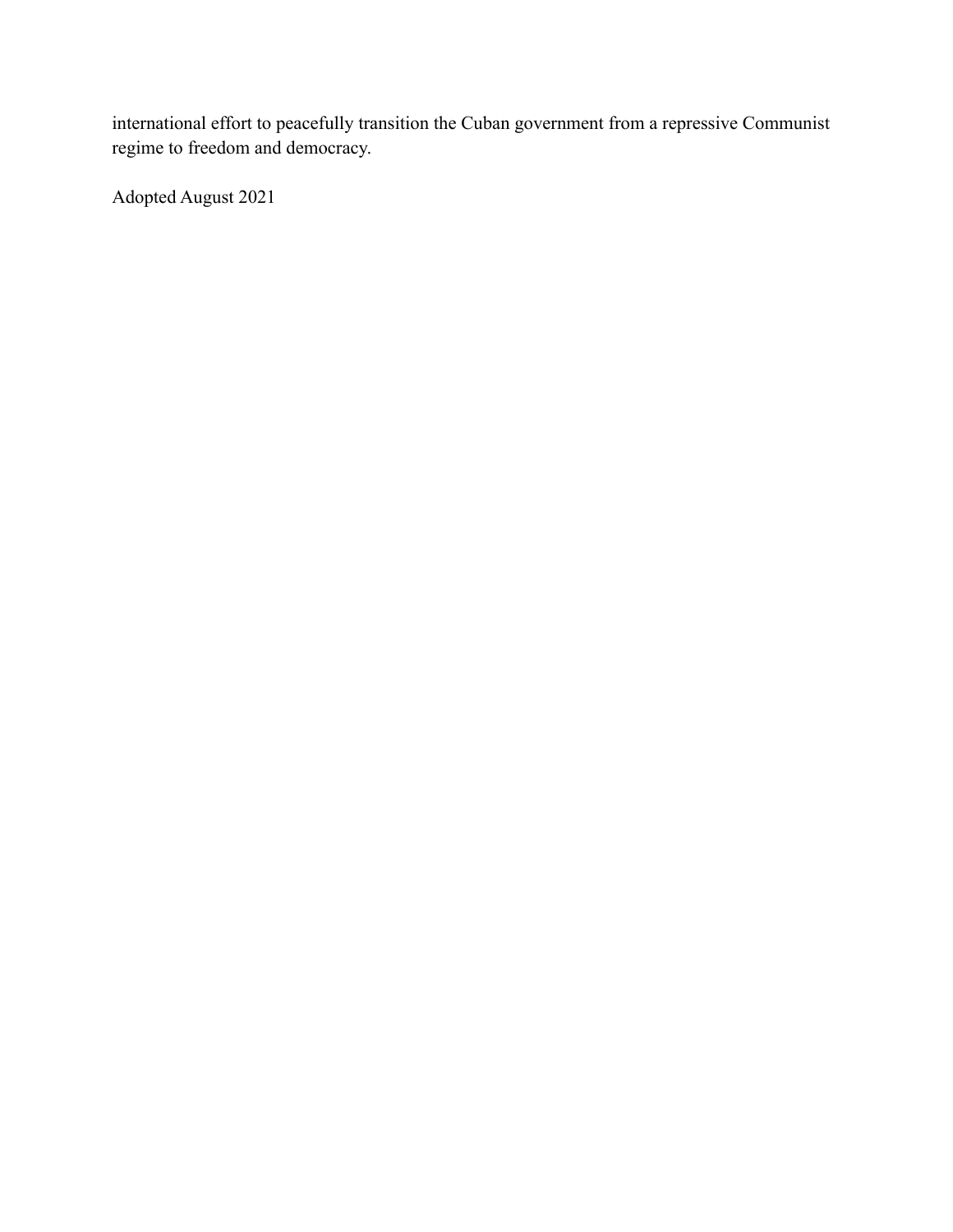international effort to peacefully transition the Cuban government from a repressive Communist regime to freedom and democracy.

Adopted August 2021